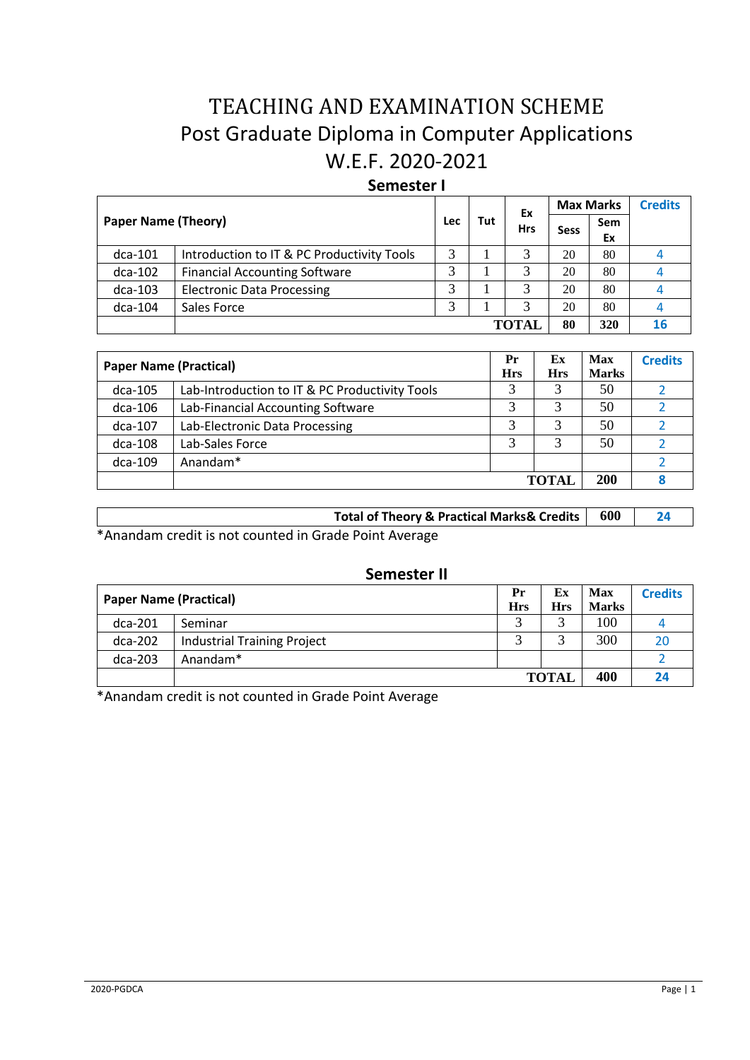# TEACHING AND EXAMINATION SCHEME

## Post Graduate Diploma in Computer Applications

## W.E.F. 2020-2021

### Semester I

| Paper Name (Theory) | | Lec | Tut | Ex Hrs | Max Marks | | Credits |
|---|---|---|---|---|---|---|---|
| | | | | | Sess | Sem Ex | |
| dca-101 | Introduction to IT & PC Productivity Tools | 3 | 1 | 3 | 20 | 80 | 4 |
| dca-102 | Financial Accounting Software | 3 | 1 | 3 | 20 | 80 | 4 |
| dca-103 | Electronic Data Processing | 3 | 1 | 3 | 20 | 80 | 4 |
| dca-104 | Sales Force | 3 | 1 | 3 | 20 | 80 | 4 |
| | | | | **TOTAL** | **80** | **320** | **16** |

| Paper Name (Practical) | | Pr Hrs | Ex Hrs | Max Marks | Credits |
|---|---|---|---|---|---|
| dca-105 | Lab-Introduction to IT & PC Productivity Tools | 3 | 3 | 50 | 2 |
| dca-106 | Lab-Financial Accounting Software | 3 | 3 | 50 | 2 |
| dca-107 | Lab-Electronic Data Processing | 3 | 3 | 50 | 2 |
| dca-108 | Lab-Sales Force | 3 | 3 | 50 | 2 |
| dca-109 | Anandam* | | | | 2 |
| | | | **TOTAL** | **200** | **8** |

| Total of Theory & Practical Marks& Credits | 600 | 24 |
|---|---|---|

*Anandam credit is not counted in Grade Point Average

### Semester II

| Paper Name (Practical) | | Pr Hrs | Ex Hrs | Max Marks | Credits |
|---|---|---|---|---|---|
| dca-201 | Seminar | 3 | 3 | 100 | 4 |
| dca-202 | Industrial Training Project | 3 | 3 | 300 | 20 |
| dca-203 | Anandam* | | | | 2 |
| | | | **TOTAL** | **400** | **24** |

*Anandam credit is not counted in Grade Point Average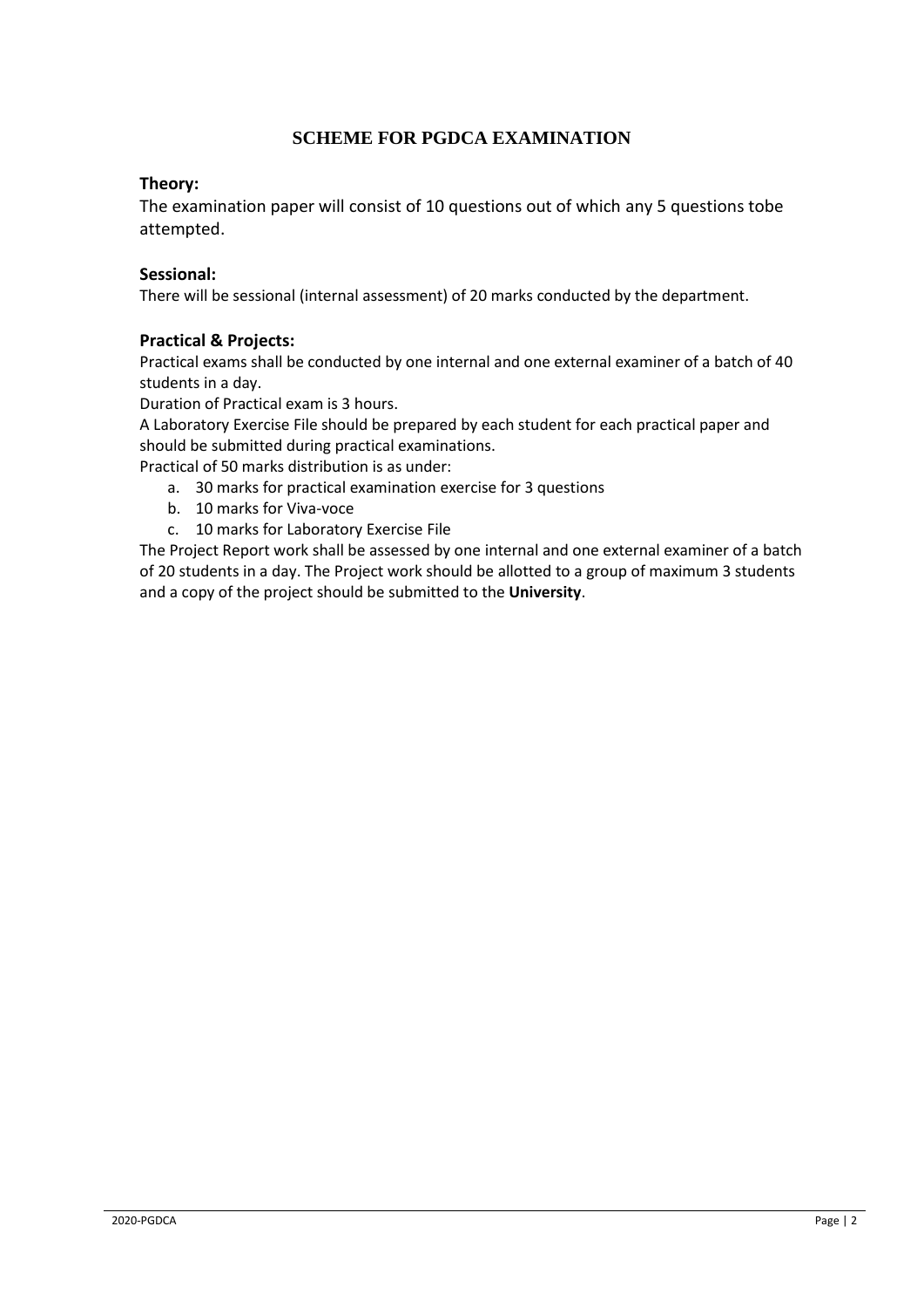# SCHEME FOR PGDCA EXAMINATION

### Theory:

The examination paper will consist of 10 questions out of which any 5 questions tobe attempted.

### Sessional:

There will be sessional (internal assessment) of 20 marks conducted by the department.

### Practical & Projects:

Practical exams shall be conducted by one internal and one external examiner of a batch of 40 students in a day.

Duration of Practical exam is 3 hours.

A Laboratory Exercise File should be prepared by each student for each practical paper and should be submitted during practical examinations.

Practical of 50 marks distribution is as under:

a. 30 marks for practical examination exercise for 3 questions
b. 10 marks for Viva-voce
c. 10 marks for Laboratory Exercise File

The Project Report work shall be assessed by one internal and one external examiner of a batch of 20 students in a day. The Project work should be allotted to a group of maximum 3 students and a copy of the project should be submitted to the **University**.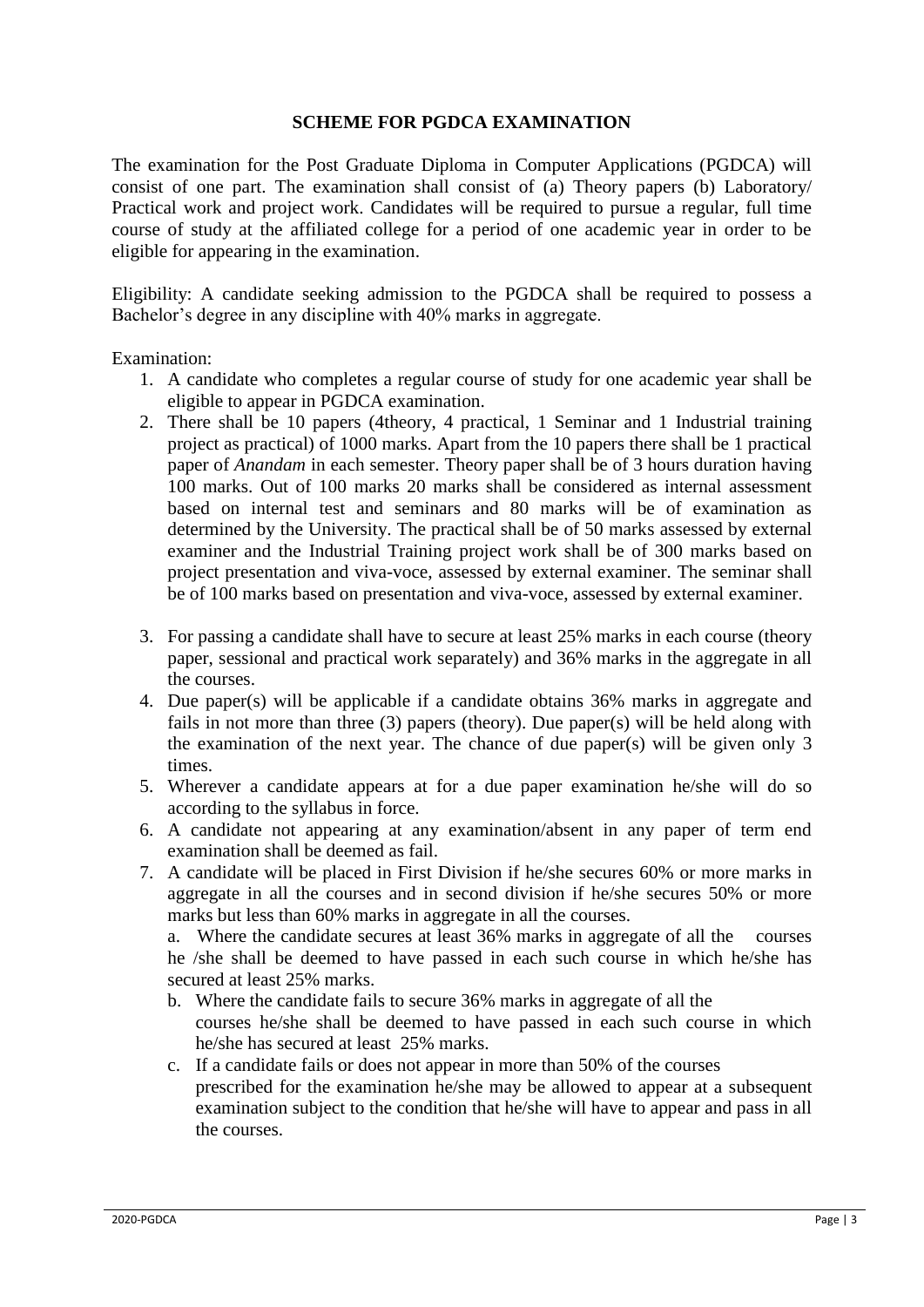## SCHEME FOR PGDCA EXAMINATION

The examination for the Post Graduate Diploma in Computer Applications (PGDCA) will consist of one part. The examination shall consist of (a) Theory papers (b) Laboratory/ Practical work and project work. Candidates will be required to pursue a regular, full time course of study at the affiliated college for a period of one academic year in order to be eligible for appearing in the examination.

Eligibility: A candidate seeking admission to the PGDCA shall be required to possess a Bachelor's degree in any discipline with 40% marks in aggregate.

Examination:

1. A candidate who completes a regular course of study for one academic year shall be eligible to appear in PGDCA examination.
2. There shall be 10 papers (4theory, 4 practical, 1 Seminar and 1 Industrial training project as practical) of 1000 marks. Apart from the 10 papers there shall be 1 practical paper of *Anandam* in each semester. Theory paper shall be of 3 hours duration having 100 marks. Out of 100 marks 20 marks shall be considered as internal assessment based on internal test and seminars and 80 marks will be of examination as determined by the University. The practical shall be of 50 marks assessed by external examiner and the Industrial Training project work shall be of 300 marks based on project presentation and viva-voce, assessed by external examiner. The seminar shall be of 100 marks based on presentation and viva-voce, assessed by external examiner.
3. For passing a candidate shall have to secure at least 25% marks in each course (theory paper, sessional and practical work separately) and 36% marks in the aggregate in all the courses.
4. Due paper(s) will be applicable if a candidate obtains 36% marks in aggregate and fails in not more than three (3) papers (theory). Due paper(s) will be held along with the examination of the next year. The chance of due paper(s) will be given only 3 times.
5. Wherever a candidate appears at for a due paper examination he/she will do so according to the syllabus in force.
6. A candidate not appearing at any examination/absent in any paper of term end examination shall be deemed as fail.
7. A candidate will be placed in First Division if he/she secures 60% or more marks in aggregate in all the courses and in second division if he/she secures 50% or more marks but less than 60% marks in aggregate in all the courses.
   a. Where the candidate secures at least 36% marks in aggregate of all the courses he /she shall be deemed to have passed in each such course in which he/she has secured at least 25% marks.
   b. Where the candidate fails to secure 36% marks in aggregate of all the courses he/she shall be deemed to have passed in each such course in which he/she has secured at least 25% marks.
   c. If a candidate fails or does not appear in more than 50% of the courses prescribed for the examination he/she may be allowed to appear at a subsequent examination subject to the condition that he/she will have to appear and pass in all the courses.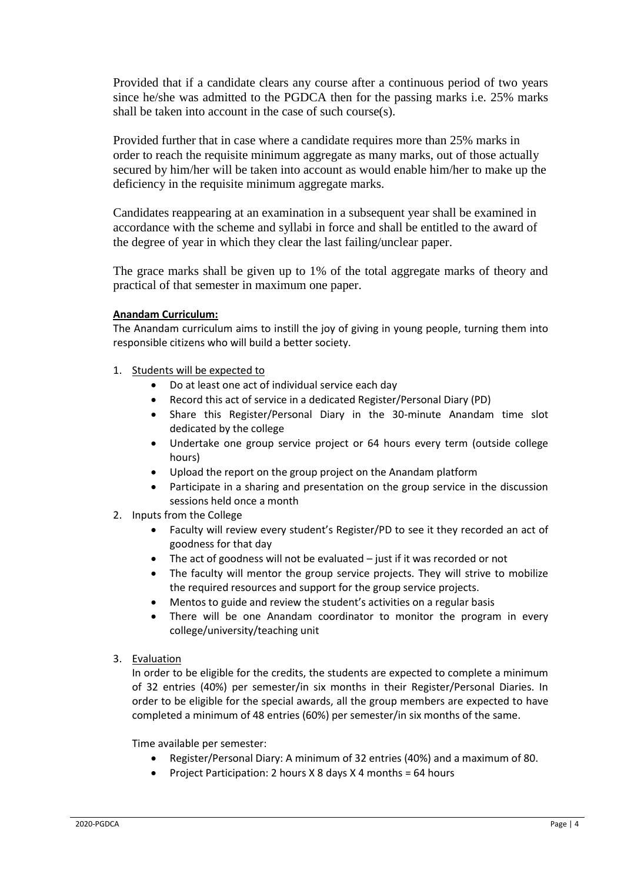Provided that if a candidate clears any course after a continuous period of two years since he/she was admitted to the PGDCA then for the passing marks i.e. 25% marks shall be taken into account in the case of such course(s).

Provided further that in case where a candidate requires more than 25% marks in order to reach the requisite minimum aggregate as many marks, out of those actually secured by him/her will be taken into account as would enable him/her to make up the deficiency in the requisite minimum aggregate marks.

Candidates reappearing at an examination in a subsequent year shall be examined in accordance with the scheme and syllabi in force and shall be entitled to the award of the degree of year in which they clear the last failing/unclear paper.

The grace marks shall be given up to 1% of the total aggregate marks of theory and practical of that semester in maximum one paper.

**Anandam Curriculum:**

The Anandam curriculum aims to instill the joy of giving in young people, turning them into responsible citizens who will build a better society.

1. Students will be expected to
    - Do at least one act of individual service each day
    - Record this act of service in a dedicated Register/Personal Diary (PD)
    - Share this Register/Personal Diary in the 30-minute Anandam time slot dedicated by the college
    - Undertake one group service project or 64 hours every term (outside college hours)
    - Upload the report on the group project on the Anandam platform
    - Participate in a sharing and presentation on the group service in the discussion sessions held once a month
2. Inputs from the College
    - Faculty will review every student's Register/PD to see it they recorded an act of goodness for that day
    - The act of goodness will not be evaluated – just if it was recorded or not
    - The faculty will mentor the group service projects. They will strive to mobilize the required resources and support for the group service projects.
    - Mentos to guide and review the student's activities on a regular basis
    - There will be one Anandam coordinator to monitor the program in every college/university/teaching unit
3. Evaluation

    In order to be eligible for the credits, the students are expected to complete a minimum of 32 entries (40%) per semester/in six months in their Register/Personal Diaries. In order to be eligible for the special awards, all the group members are expected to have completed a minimum of 48 entries (60%) per semester/in six months of the same.

    Time available per semester:

    - Register/Personal Diary: A minimum of 32 entries (40%) and a maximum of 80.
    - Project Participation: 2 hours X 8 days X 4 months = 64 hours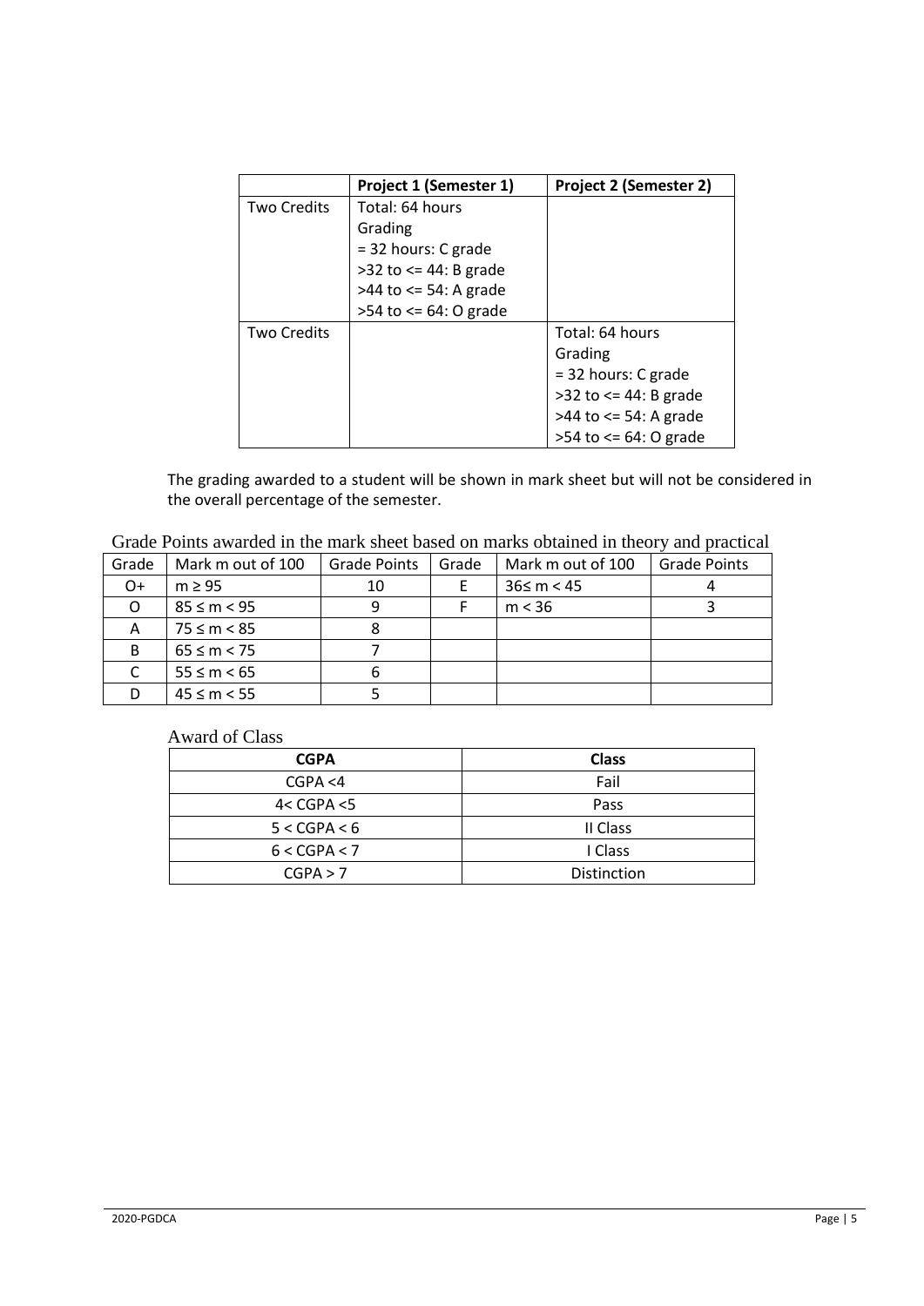| | Project 1 (Semester 1) | Project 2 (Semester 2) |
|---|---|---|
| Two Credits | Total: 64 hours<br>Grading<br>= 32 hours: C grade<br>>32 to <= 44: B grade<br>>44 to <= 54: A grade<br>>54 to <= 64: O grade | |
| Two Credits | | Total: 64 hours<br>Grading<br>= 32 hours: C grade<br>>32 to <= 44: B grade<br>>44 to <= 54: A grade<br>>54 to <= 64: O grade |

The grading awarded to a student will be shown in mark sheet but will not be considered in the overall percentage of the semester.

Grade Points awarded in the mark sheet based on marks obtained in theory and practical

| Grade | Mark m out of 100 | Grade Points | Grade | Mark m out of 100 | Grade Points |
|---|---|---|---|---|---|
| O+ | m ≥ 95 | 10 | E | 36≤ m < 45 | 4 |
| O | 85 ≤ m < 95 | 9 | F | m < 36 | 3 |
| A | 75 ≤ m < 85 | 8 | | | |
| B | 65 ≤ m < 75 | 7 | | | |
| C | 55 ≤ m < 65 | 6 | | | |
| D | 45 ≤ m < 55 | 5 | | | |

Award of Class

| CGPA | Class |
|---|---|
| CGPA <4 | Fail |
| 4< CGPA <5 | Pass |
| 5 < CGPA < 6 | II Class |
| 6 < CGPA < 7 | I Class |
| CGPA > 7 | Distinction |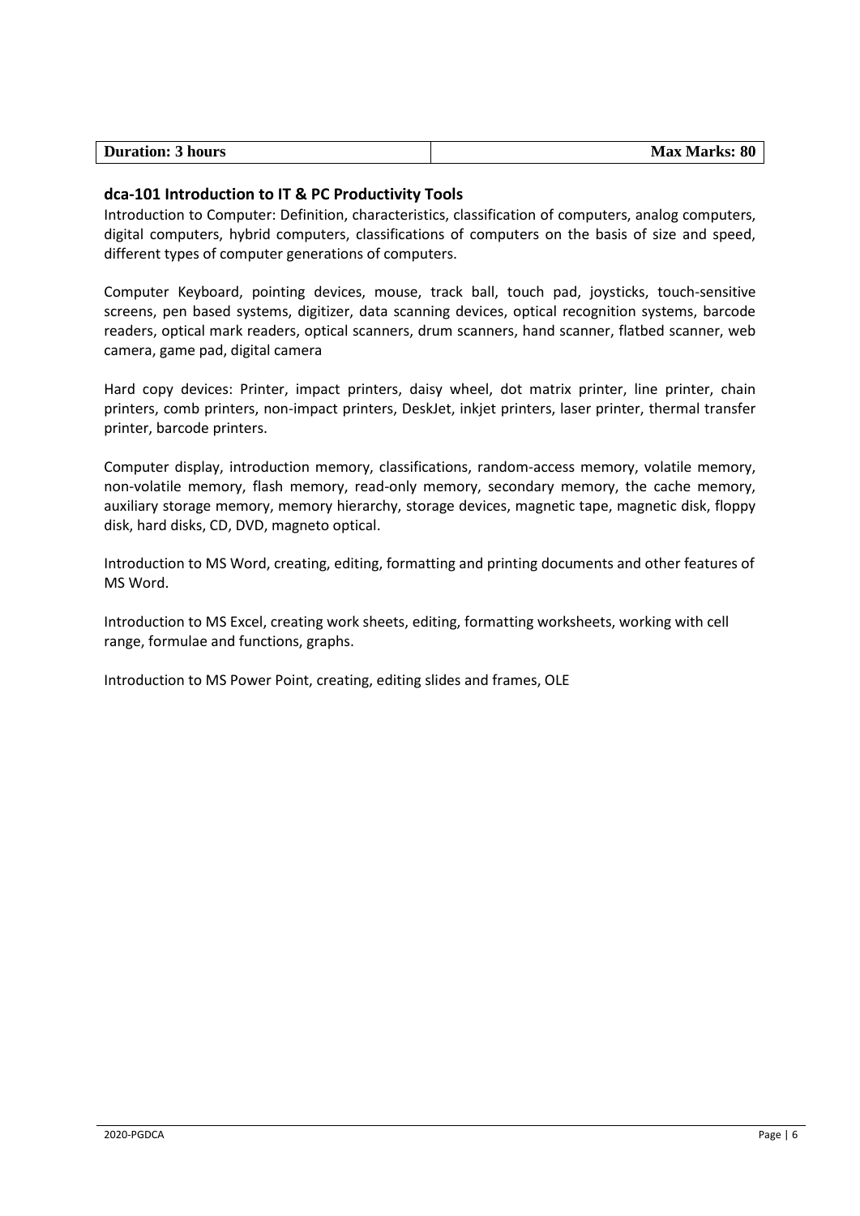| Duration: 3 hours | Max Marks: 80 |
| --- | --- |

### dca-101 Introduction to IT & PC Productivity Tools

Introduction to Computer: Definition, characteristics, classification of computers, analog computers, digital computers, hybrid computers, classifications of computers on the basis of size and speed, different types of computer generations of computers.

Computer Keyboard, pointing devices, mouse, track ball, touch pad, joysticks, touch-sensitive screens, pen based systems, digitizer, data scanning devices, optical recognition systems, barcode readers, optical mark readers, optical scanners, drum scanners, hand scanner, flatbed scanner, web camera, game pad, digital camera

Hard copy devices: Printer, impact printers, daisy wheel, dot matrix printer, line printer, chain printers, comb printers, non-impact printers, DeskJet, inkjet printers, laser printer, thermal transfer printer, barcode printers.

Computer display, introduction memory, classifications, random-access memory, volatile memory, non-volatile memory, flash memory, read-only memory, secondary memory, the cache memory, auxiliary storage memory, memory hierarchy, storage devices, magnetic tape, magnetic disk, floppy disk, hard disks, CD, DVD, magneto optical.

Introduction to MS Word, creating, editing, formatting and printing documents and other features of MS Word.

Introduction to MS Excel, creating work sheets, editing, formatting worksheets, working with cell range, formulae and functions, graphs.

Introduction to MS Power Point, creating, editing slides and frames, OLE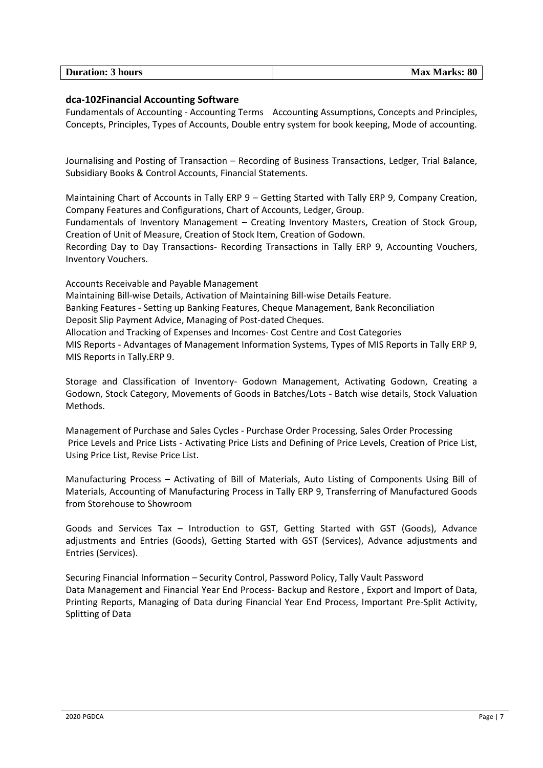| Duration: 3 hours | Max Marks: 80 |
|---|---|

**dca-102Financial Accounting Software**

Fundamentals of Accounting - Accounting Terms  Accounting Assumptions, Concepts and Principles, Concepts, Principles, Types of Accounts, Double entry system for book keeping, Mode of accounting.

Journalising and Posting of Transaction – Recording of Business Transactions, Ledger, Trial Balance, Subsidiary Books & Control Accounts, Financial Statements.

Maintaining Chart of Accounts in Tally ERP 9 – Getting Started with Tally ERP 9, Company Creation, Company Features and Configurations, Chart of Accounts, Ledger, Group.
Fundamentals of Inventory Management – Creating Inventory Masters, Creation of Stock Group, Creation of Unit of Measure, Creation of Stock Item, Creation of Godown.
Recording Day to Day Transactions- Recording Transactions in Tally ERP 9, Accounting Vouchers, Inventory Vouchers.

Accounts Receivable and Payable Management
Maintaining Bill-wise Details, Activation of Maintaining Bill-wise Details Feature.
Banking Features - Setting up Banking Features, Cheque Management, Bank Reconciliation
Deposit Slip Payment Advice, Managing of Post-dated Cheques.
Allocation and Tracking of Expenses and Incomes- Cost Centre and Cost Categories
MIS Reports - Advantages of Management Information Systems, Types of MIS Reports in Tally ERP 9, MIS Reports in Tally.ERP 9.

Storage and Classification of Inventory- Godown Management, Activating Godown, Creating a Godown, Stock Category, Movements of Goods in Batches/Lots - Batch wise details, Stock Valuation Methods.

Management of Purchase and Sales Cycles - Purchase Order Processing, Sales Order Processing
Price Levels and Price Lists - Activating Price Lists and Defining of Price Levels, Creation of Price List, Using Price List, Revise Price List.

Manufacturing Process – Activating of Bill of Materials, Auto Listing of Components Using Bill of Materials, Accounting of Manufacturing Process in Tally ERP 9, Transferring of Manufactured Goods from Storehouse to Showroom

Goods and Services Tax – Introduction to GST, Getting Started with GST (Goods), Advance adjustments and Entries (Goods), Getting Started with GST (Services), Advance adjustments and Entries (Services).

Securing Financial Information – Security Control, Password Policy, Tally Vault Password
Data Management and Financial Year End Process- Backup and Restore , Export and Import of Data, Printing Reports, Managing of Data during Financial Year End Process, Important Pre-Split Activity, Splitting of Data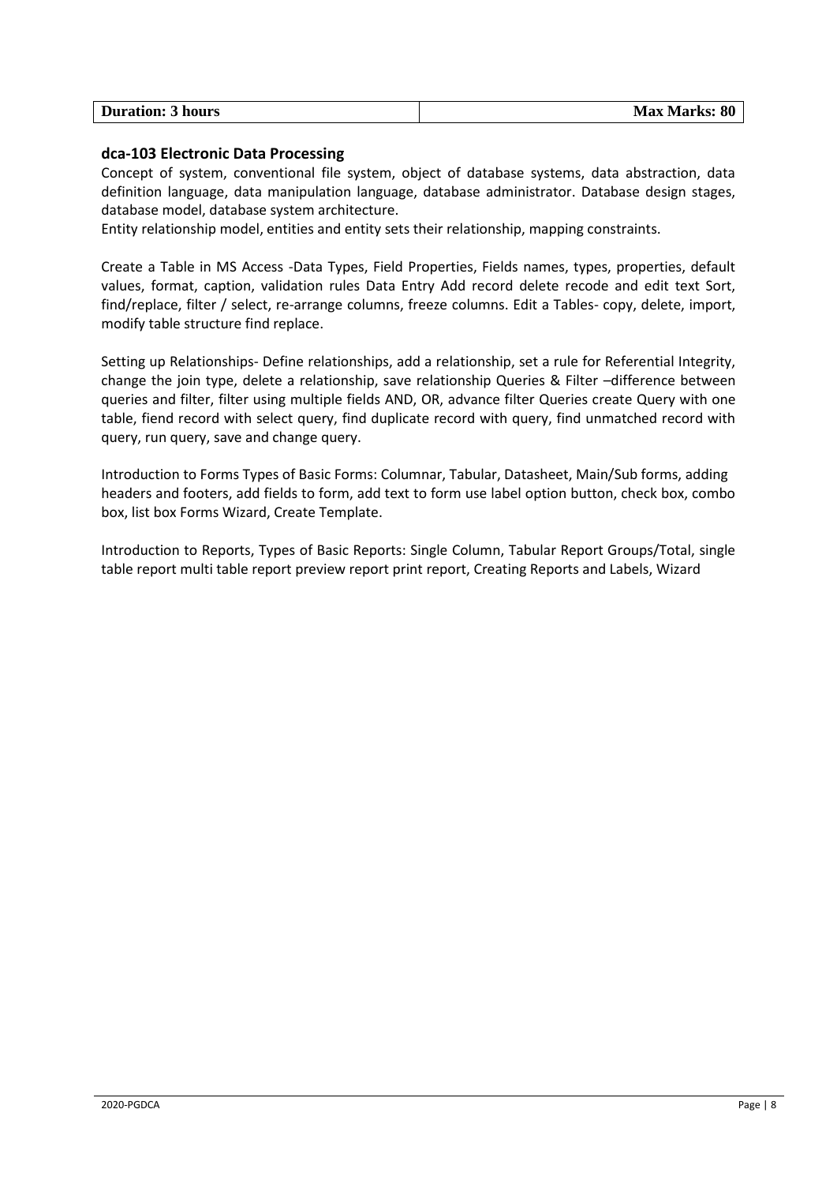| Duration: 3 hours | Max Marks: 80 |
| --- | --- |

### dca-103 Electronic Data Processing

Concept of system, conventional file system, object of database systems, data abstraction, data definition language, data manipulation language, database administrator. Database design stages, database model, database system architecture.

Entity relationship model, entities and entity sets their relationship, mapping constraints.

Create a Table in MS Access -Data Types, Field Properties, Fields names, types, properties, default values, format, caption, validation rules Data Entry Add record delete recode and edit text Sort, find/replace, filter / select, re-arrange columns, freeze columns. Edit a Tables- copy, delete, import, modify table structure find replace.

Setting up Relationships- Define relationships, add a relationship, set a rule for Referential Integrity, change the join type, delete a relationship, save relationship Queries & Filter –difference between queries and filter, filter using multiple fields AND, OR, advance filter Queries create Query with one table, fiend record with select query, find duplicate record with query, find unmatched record with query, run query, save and change query.

Introduction to Forms Types of Basic Forms: Columnar, Tabular, Datasheet, Main/Sub forms, adding headers and footers, add fields to form, add text to form use label option button, check box, combo box, list box Forms Wizard, Create Template.

Introduction to Reports, Types of Basic Reports: Single Column, Tabular Report Groups/Total, single table report multi table report preview report print report, Creating Reports and Labels, Wizard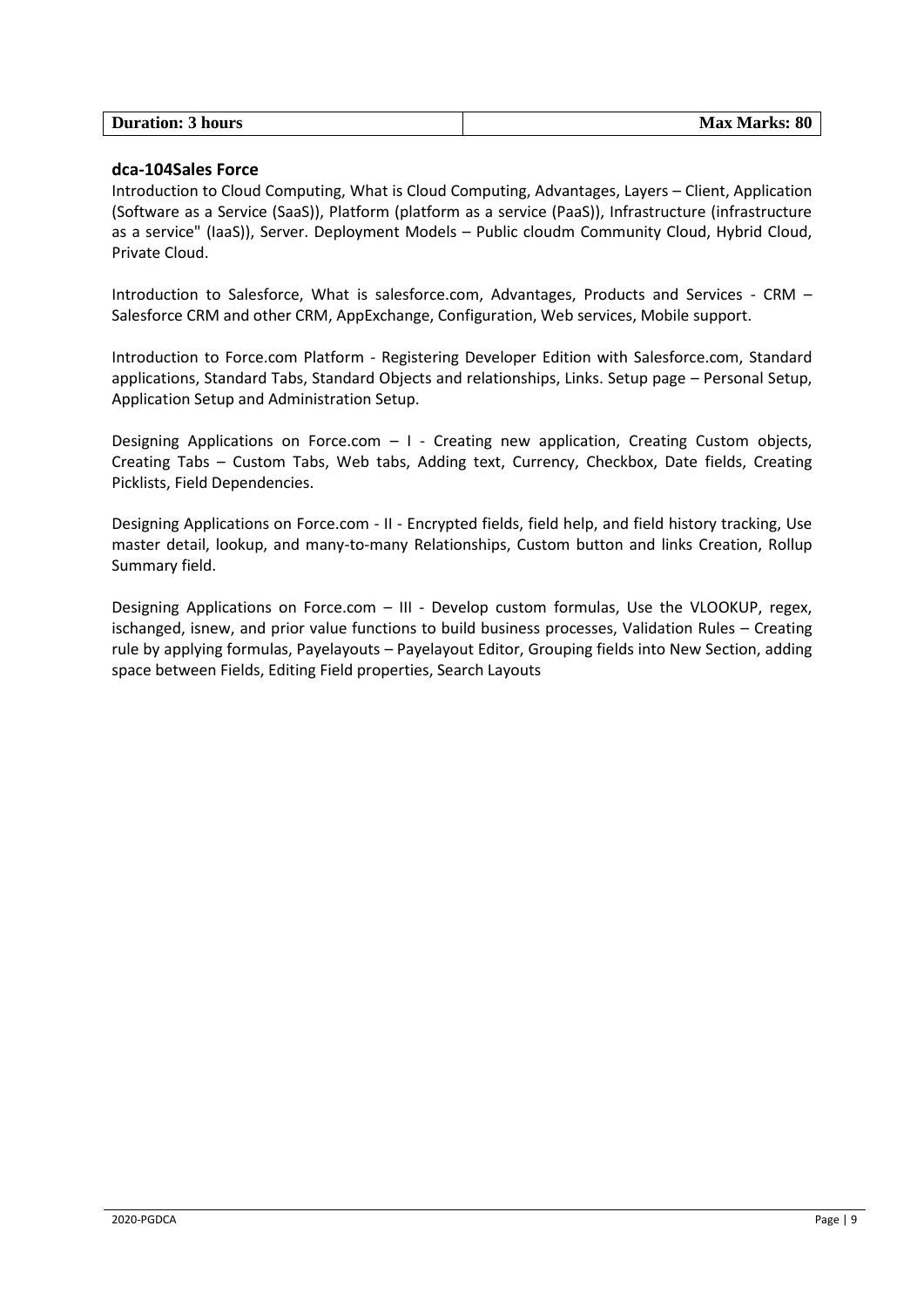| Duration: 3 hours | Max Marks: 80 |
| --- | --- |

**dca-104Sales Force**

Introduction to Cloud Computing, What is Cloud Computing, Advantages, Layers – Client, Application (Software as a Service (SaaS)), Platform (platform as a service (PaaS)), Infrastructure (infrastructure as a service" (IaaS)), Server. Deployment Models – Public cloudm Community Cloud, Hybrid Cloud, Private Cloud.

Introduction to Salesforce, What is salesforce.com, Advantages, Products and Services - CRM – Salesforce CRM and other CRM, AppExchange, Configuration, Web services, Mobile support.

Introduction to Force.com Platform - Registering Developer Edition with Salesforce.com, Standard applications, Standard Tabs, Standard Objects and relationships, Links. Setup page – Personal Setup, Application Setup and Administration Setup.

Designing Applications on Force.com – I - Creating new application, Creating Custom objects, Creating Tabs – Custom Tabs, Web tabs, Adding text, Currency, Checkbox, Date fields, Creating Picklists, Field Dependencies.

Designing Applications on Force.com - II - Encrypted fields, field help, and field history tracking, Use master detail, lookup, and many-to-many Relationships, Custom button and links Creation, Rollup Summary field.

Designing Applications on Force.com – III - Develop custom formulas, Use the VLOOKUP, regex, ischanged, isnew, and prior value functions to build business processes, Validation Rules – Creating rule by applying formulas, Payelayouts – Payelayout Editor, Grouping fields into New Section, adding space between Fields, Editing Field properties, Search Layouts